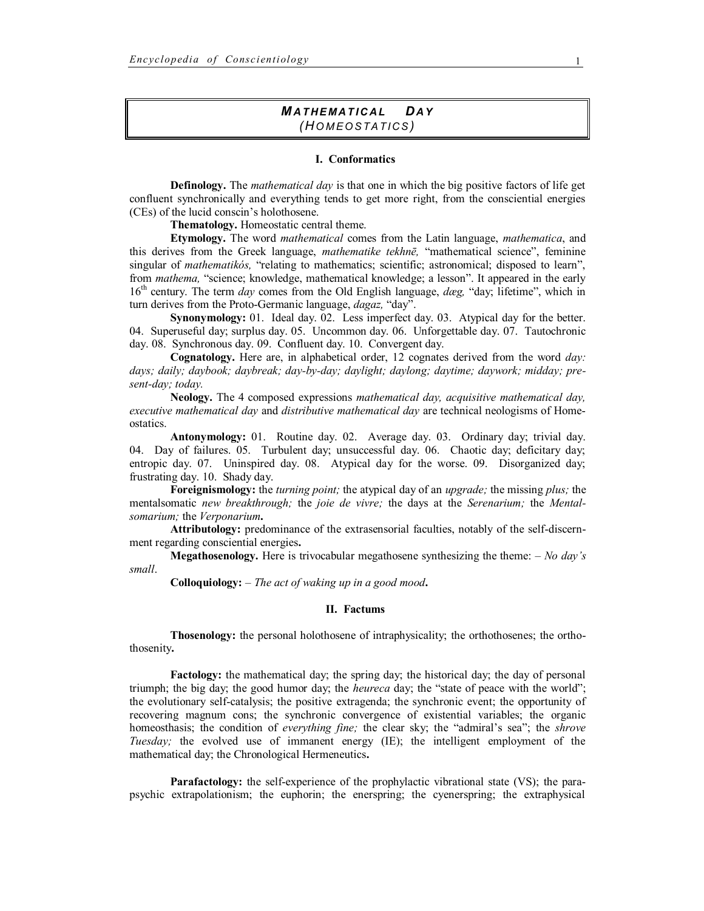# *MATHEMATICAL DAY*
## *(HOMEOSTATICS)*

### I. Conformatics

**Definology.** The *mathematical day* is that one in which the big positive factors of life get confluent synchronically and everything tends to get more right, from the consciential energies (CEs) of the lucid conscin's holothosene.

**Thematology.** Homeostatic central theme.

**Etymology.** The word *mathematical* comes from the Latin language, *mathematica*, and this derives from the Greek language, *mathematike tekhnē,* "mathematical science", feminine singular of *mathematikós,* "relating to mathematics; scientific; astronomical; disposed to learn", from *mathema,* "science; knowledge, mathematical knowledge; a lesson". It appeared in the early 16th century. The term *day* comes from the Old English language, *dæg,* "day; lifetime", which in turn derives from the Proto-Germanic language, *dagaz,* "day".

**Synonymology:** 01. Ideal day. 02. Less imperfect day. 03. Atypical day for the better. 04. Superuseful day; surplus day. 05. Uncommon day. 06. Unforgettable day. 07. Tautochronic day. 08. Synchronous day. 09. Confluent day. 10. Convergent day.

**Cognatology.** Here are, in alphabetical order, 12 cognates derived from the word *day: days; daily; daybook; daybreak; day-by-day; daylight; daylong; daytime; daywork; midday; present-day; today.*

**Neology.** The 4 composed expressions *mathematical day, acquisitive mathematical day, executive mathematical day* and *distributive mathematical day* are technical neologisms of Homeostatics.

**Antonymology:** 01. Routine day. 02. Average day. 03. Ordinary day; trivial day. 04. Day of failures. 05. Turbulent day; unsuccessful day. 06. Chaotic day; deficitary day; entropic day. 07. Uninspired day. 08. Atypical day for the worse. 09. Disorganized day; frustrating day. 10. Shady day.

**Foreignismology:** the *turning point;* the atypical day of an *upgrade;* the missing *plus;* the mentalsomatic *new breakthrough;* the *joie de vivre;* the days at the *Serenarium;* the *Mentalsomarium;* the *Verponarium***.**

**Attributology:** predominance of the extrasensorial faculties, notably of the self-discernment regarding consciential energies**.**

**Megathosenology.** Here is trivocabular megathosene synthesizing the theme: – *No day's small*.

**Colloquiology:** – *The act of waking up in a good mood***.**

### II. Factums

**Thosenology:** the personal holothosene of intraphysicality; the orthothosenes; the orthothosenity**.**

**Factology:** the mathematical day; the spring day; the historical day; the day of personal triumph; the big day; the good humor day; the *heureca* day; the "state of peace with the world"; the evolutionary self-catalysis; the positive extragenda; the synchronic event; the opportunity of recovering magnum cons; the synchronic convergence of existential variables; the organic homeosthasis; the condition of *everything fine;* the clear sky; the "admiral's sea"; the *shrove Tuesday;* the evolved use of immanent energy (IE); the intelligent employment of the mathematical day; the Chronological Hermeneutics**.**

**Parafactology:** the self-experience of the prophylactic vibrational state (VS); the parapsychic extrapolationism; the euphorin; the enerspring; the cyenerspring; the extraphysical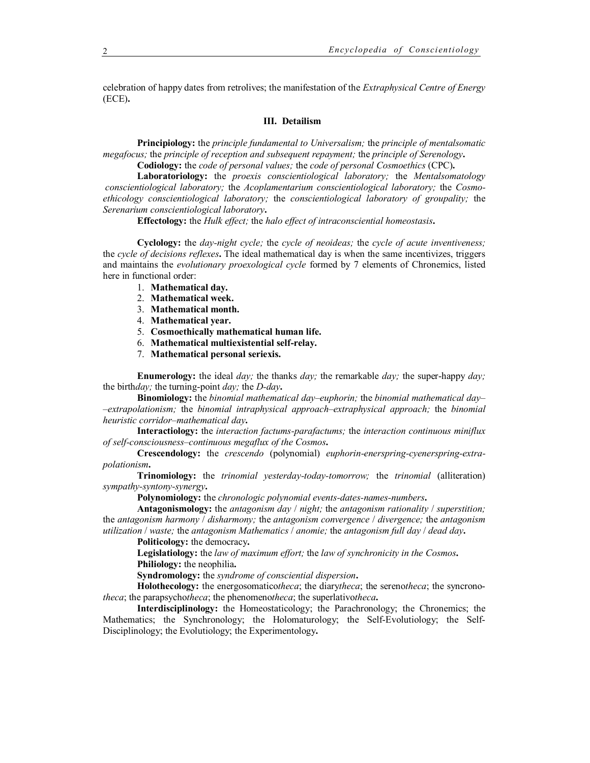celebration of happy dates from retrolives; the manifestation of the *Extraphysical Centre of Energy* (ECE)**.**

### III. Detailism

**Principiology:** the *principle fundamental to Universalism;* the *principle of mentalsomatic megafocus;* the *principle of reception and subsequent repayment;* the *principle of Serenology***.**

**Codiology:** the *code of personal values;* the *code of personal Cosmoethics* (CPC)**.**

**Laboratoriology:** the *proexis conscientiological laboratory;* the *Mentalsomatology conscientiological laboratory;* the *Acoplamentarium conscientiological laboratory;* the *Cosmoethicology conscientiological laboratory;* the *conscientiological laboratory of groupality;* the *Serenarium conscientiological laboratory***.**

**Effectology:** the *Hulk effect;* the *halo effect of intraconsciential homeostasis***.**

**Cyclology:** the *day-night cycle;* the *cycle of neoideas;* the *cycle of acute inventiveness;* the *cycle of decisions reflexes***.** The ideal mathematical day is when the same incentivizes, triggers and maintains the *evolutionary proexological cycle* formed by 7 elements of Chronemics, listed here in functional order:

1. **Mathematical day.**
2. **Mathematical week.**
3. **Mathematical month.**
4. **Mathematical year.**
5. **Cosmoethically mathematical human life.**
6. **Mathematical multiexistential self-relay.**
7. **Mathematical personal seriexis.**

**Enumerology:** the ideal *day;* the thanks *day;* the remarkable *day;* the super-happy *day;* the birth*day;* the turning-point *day;* the *D-day***.**

**Binomiology:** the *binomial mathematical day–euphorin;* the *binomial mathematical day––extrapolationism;* the *binomial intraphysical approach–extraphysical approach;* the *binomial heuristic corridor–mathematical day***.**

**Interactiology:** the *interaction factums-parafactums;* the *interaction continuous miniflux of self-consciousness–continuous megaflux of the Cosmos***.**

**Crescendology:** the *crescendo* (polynomial) *euphorin-enerspring-cyenerspring-extrapolationism***.**

**Trinomiology:** the *trinomial yesterday-today-tomorrow;* the *trinomial* (alliteration) *sympathy-syntony-synergy***.**

**Polynomiology:** the *chronologic polynomial events-dates-names-numbers***.**

**Antagonismology:** the *antagonism day* / *night;* the *antagonism rationality* / *superstition;* the *antagonism harmony* / *disharmony;* the *antagonism convergence* / *divergence;* the *antagonism utilization* / *waste;* the *antagonism Mathematics* / *anomie;* the *antagonism full day* / *dead day***.**

**Politicology:** the democracy**.**

**Legislatiology:** the *law of maximum effort;* the *law of synchronicity in the Cosmos***.**

**Philiology:** the neophilia**.**

**Syndromology:** the *syndrome of consciential dispersion***.**

**Holothecology:** the energosomatico*theca*; the diary*theca*; the sereno*theca*; the syncrono*theca*; the parapsycho*theca*; the phenomeno*theca*; the superlativo*theca***.**

**Interdisciplinology:** the Homeostaticology; the Parachronology; the Chronemics; the Mathematics; the Synchronology; the Holomaturology; the Self-Evolutiology; the Self-Disciplinology; the Evolutiology; the Experimentology**.**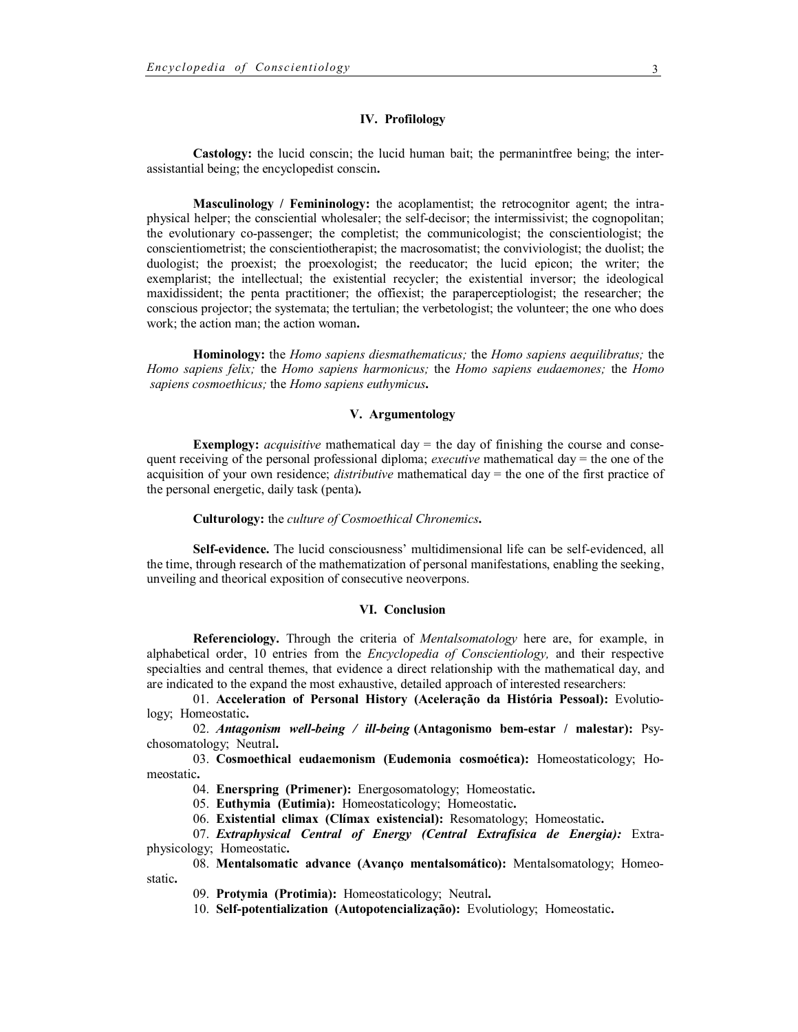## IV. Profilology

**Castology:** the lucid conscin; the lucid human bait; the permanintfree being; the inter-assistantial being; the encyclopedist conscin**.**

**Masculinology / Femininology:** the acoplamentist; the retrocognitor agent; the intraphysical helper; the consciential wholesaler; the self-decisor; the intermissivist; the cognopolitan; the evolutionary co-passenger; the completist; the communicologist; the conscientiologist; the conscientiometrist; the conscientiotherapist; the macrosomatist; the conviviologist; the duolist; the duologist; the proexist; the proexologist; the reeducator; the lucid epicon; the writer; the exemplarist; the intellectual; the existential recycler; the existential inversor; the ideological maxidissident; the penta practitioner; the offiexist; the paraperceptiologist; the researcher; the conscious projector; the systemata; the tertulian; the verbetologist; the volunteer; the one who does work; the action man; the action woman**.**

**Hominology:** the *Homo sapiens diesmathematicus;* the *Homo sapiens aequilibratus;* the *Homo sapiens felix;* the *Homo sapiens harmonicus;* the *Homo sapiens eudaemones;* the *Homo sapiens cosmoethicus;* the *Homo sapiens euthymicus***.**

## V. Argumentology

**Exemplogy:** *acquisitive* mathematical day = the day of finishing the course and consequent receiving of the personal professional diploma; *executive* mathematical day = the one of the acquisition of your own residence; *distributive* mathematical day = the one of the first practice of the personal energetic, daily task (penta)**.**

**Culturology:** the *culture of Cosmoethical Chronemics***.**

**Self-evidence.** The lucid consciousness' multidimensional life can be self-evidenced, all the time, through research of the mathematization of personal manifestations, enabling the seeking, unveiling and theorical exposition of consecutive neoverpons.

## VI. Conclusion

**Referenciology.** Through the criteria of *Mentalsomatology* here are, for example, in alphabetical order, 10 entries from the *Encyclopedia of Conscientiology,* and their respective specialties and central themes, that evidence a direct relationship with the mathematical day, and are indicated to the expand the most exhaustive, detailed approach of interested researchers:

01. **Acceleration of Personal History (Aceleração da História Pessoal):** Evolutiology; Homeostatic**.**
02. ***Antagonism well-being / ill-being* (Antagonismo bem-estar / malestar):** Psychosomatology; Neutral**.**
03. **Cosmoethical eudaemonism (Eudemonia cosmoética):** Homeostaticology; Homeostatic**.**
04. **Enerspring (Primener):** Energosomatology; Homeostatic**.**
05. **Euthymia (Eutimia):** Homeostaticology; Homeostatic**.**
06. **Existential climax (Clímax existencial):** Resomatology; Homeostatic**.**
07. ***Extraphysical Central of Energy (Central Extrafísica de Energia):*** Extraphysicology; Homeostatic**.**
08. **Mentalsomatic advance (Avanço mentalsomático):** Mentalsomatology; Homeostatic**.**
09. **Protymia (Protimia):** Homeostaticology; Neutral**.**
10. **Self-potentialization (Autopotencialização):** Evolutiology; Homeostatic**.**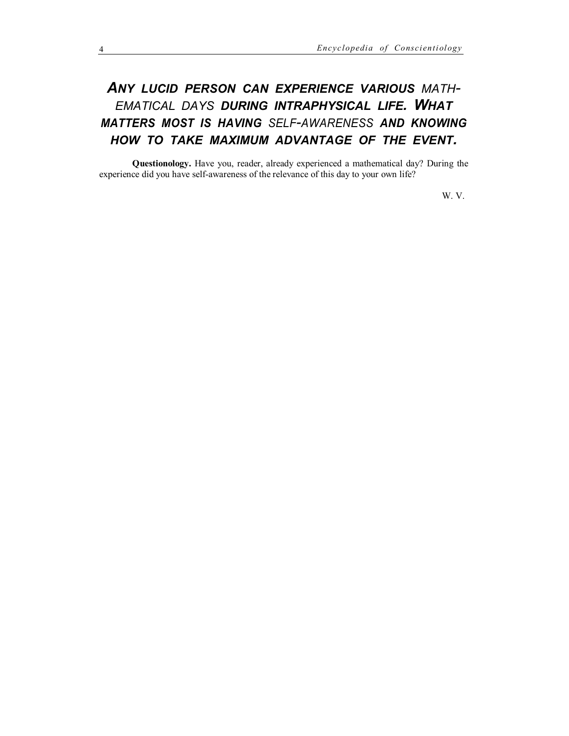***ANY LUCID PERSON CAN EXPERIENCE VARIOUS*** *MATHEMATICAL DAYS* ***DURING INTRAPHYSICAL LIFE. WHAT MATTERS MOST IS HAVING*** *SELF-AWARENESS* ***AND KNOWING HOW TO TAKE MAXIMUM ADVANTAGE OF THE EVENT.***

**Questionology.** Have you, reader, already experienced a mathematical day? During the experience did you have self-awareness of the relevance of this day to your own life?

W. V.